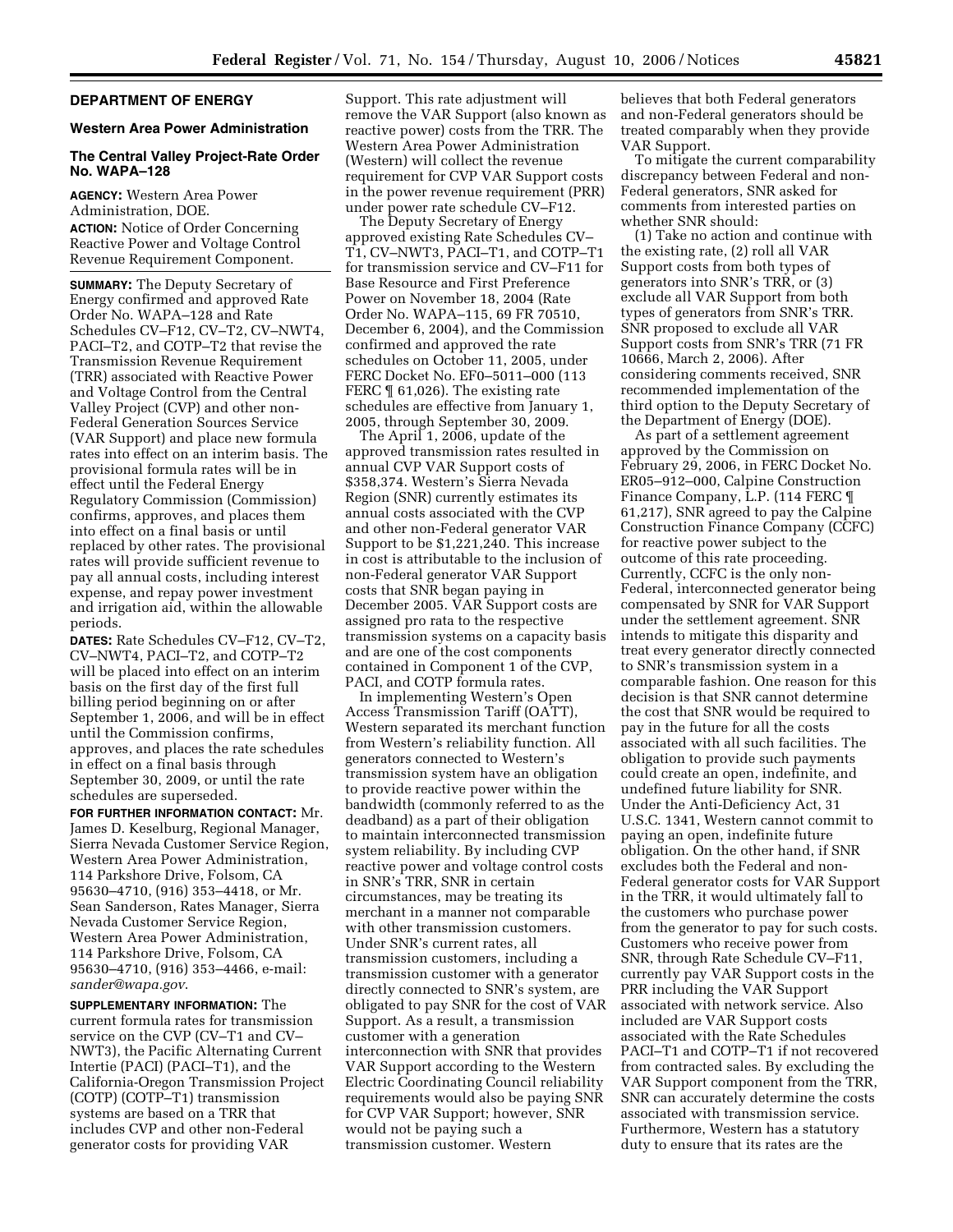## DEPARTMENT OF ENERGY

### Western Area Power Administration

### The Central Valley Project-Rate Order No. WAPA–128

**AGENCY:** Western Area Power Administration, DOE.

**ACTION:** Notice of Order Concerning Reactive Power and Voltage Control Revenue Requirement Component.

**SUMMARY:** The Deputy Secretary of Energy confirmed and approved Rate Order No. WAPA–128 and Rate Schedules CV–F12, CV–T2, CV–NWT4, PACI–T2, and COTP–T2 that revise the Transmission Revenue Requirement (TRR) associated with Reactive Power and Voltage Control from the Central Valley Project (CVP) and other non-Federal Generation Sources Service (VAR Support) and place new formula rates into effect on an interim basis. The provisional formula rates will be in effect until the Federal Energy Regulatory Commission (Commission) confirms, approves, and places them into effect on a final basis or until replaced by other rates. The provisional rates will provide sufficient revenue to pay all annual costs, including interest expense, and repay power investment and irrigation aid, within the allowable periods.

**DATES:** Rate Schedules CV–F12, CV–T2, CV–NWT4, PACI–T2, and COTP–T2 will be placed into effect on an interim basis on the first day of the first full billing period beginning on or after September 1, 2006, and will be in effect until the Commission confirms, approves, and places the rate schedules in effect on a final basis through September 30, 2009, or until the rate schedules are superseded.

**FOR FURTHER INFORMATION CONTACT:** Mr. James D. Keselburg, Regional Manager, Sierra Nevada Customer Service Region, Western Area Power Administration, 114 Parkshore Drive, Folsom, CA 95630–4710, (916) 353–4418, or Mr. Sean Sanderson, Rates Manager, Sierra Nevada Customer Service Region, Western Area Power Administration, 114 Parkshore Drive, Folsom, CA 95630–4710, (916) 353–4466, e-mail: *sander@wapa.gov*.

**SUPPLEMENTARY INFORMATION:** The current formula rates for transmission service on the CVP (CV–T1 and CV–NWT3), the Pacific Alternating Current Intertie (PACI) (PACI–T1), and the California-Oregon Transmission Project (COTP) (COTP–T1) transmission systems are based on a TRR that includes CVP and other non-Federal generator costs for providing VAR Support. This rate adjustment will remove the VAR Support (also known as reactive power) costs from the TRR. The Western Area Power Administration (Western) will collect the revenue requirement for CVP VAR Support costs in the power revenue requirement (PRR) under power rate schedule CV–F12.

The Deputy Secretary of Energy approved existing Rate Schedules CV–T1, CV–NWT3, PACI–T1, and COTP–T1 for transmission service and CV–F11 for Base Resource and First Preference Power on November 18, 2004 (Rate Order No. WAPA–115, 69 FR 70510, December 6, 2004), and the Commission confirmed and approved the rate schedules on October 11, 2005, under FERC Docket No. EF0–5011–000 (113 FERC ¶ 61,026). The existing rate schedules are effective from January 1, 2005, through September 30, 2009.

The April 1, 2006, update of the approved transmission rates resulted in annual CVP VAR Support costs of $358,374. Western's Sierra Nevada Region (SNR) currently estimates its annual costs associated with the CVP and other non-Federal generator VAR Support to be $1,221,240. This increase in cost is attributable to the inclusion of non-Federal generator VAR Support costs that SNR began paying in December 2005. VAR Support costs are assigned pro rata to the respective transmission systems on a capacity basis and are one of the cost components contained in Component 1 of the CVP, PACI, and COTP formula rates.

In implementing Western's Open Access Transmission Tariff (OATT), Western separated its merchant function from Western's reliability function. All generators connected to Western's transmission system have an obligation to provide reactive power within the bandwidth (commonly referred to as the deadband) as a part of their obligation to maintain interconnected transmission system reliability. By including CVP reactive power and voltage control costs in SNR's TRR, SNR in certain circumstances, may be treating its merchant in a manner not comparable with other transmission customers. Under SNR's current rates, all transmission customers, including a transmission customer with a generator directly connected to SNR's system, are obligated to pay SNR for the cost of VAR Support. As a result, a transmission customer with a generation interconnection with SNR that provides VAR Support according to the Western Electric Coordinating Council reliability requirements would also be paying SNR for CVP VAR Support; however, SNR would not be paying such a transmission customer. Western believes that both Federal generators and non-Federal generators should be treated comparably when they provide VAR Support.

To mitigate the current comparability discrepancy between Federal and non-Federal generators, SNR asked for comments from interested parties on whether SNR should:

(1) Take no action and continue with the existing rate, (2) roll all VAR Support costs from both types of generators into SNR's TRR, or (3) exclude all VAR Support from both types of generators from SNR's TRR. SNR proposed to exclude all VAR Support costs from SNR's TRR (71 FR 10666, March 2, 2006). After considering comments received, SNR recommended implementation of the third option to the Deputy Secretary of the Department of Energy (DOE).

As part of a settlement agreement approved by the Commission on February 29, 2006, in FERC Docket No. ER05–912–000, Calpine Construction Finance Company, L.P. (114 FERC ¶ 61,217), SNR agreed to pay the Calpine Construction Finance Company (CCFC) for reactive power subject to the outcome of this rate proceeding. Currently, CCFC is the only non-Federal, interconnected generator being compensated by SNR for VAR Support under the settlement agreement. SNR intends to mitigate this disparity and treat every generator directly connected to SNR's transmission system in a comparable fashion. One reason for this decision is that SNR cannot determine the cost that SNR would be required to pay in the future for all the costs associated with all such facilities. The obligation to provide such payments could create an open, indefinite, and undefined future liability for SNR. Under the Anti-Deficiency Act, 31 U.S.C. 1341, Western cannot commit to paying an open, indefinite future obligation. On the other hand, if SNR excludes both the Federal and non-Federal generator costs for VAR Support in the TRR, it would ultimately fall to the customers who purchase power from the generator to pay for such costs. Customers who receive power from SNR, through Rate Schedule CV–F11, currently pay VAR Support costs in the PRR including the VAR Support associated with network service. Also included are VAR Support costs associated with the Rate Schedules PACI–T1 and COTP–T1 if not recovered from contracted sales. By excluding the VAR Support component from the TRR, SNR can accurately determine the costs associated with transmission service. Furthermore, Western has a statutory duty to ensure that its rates are the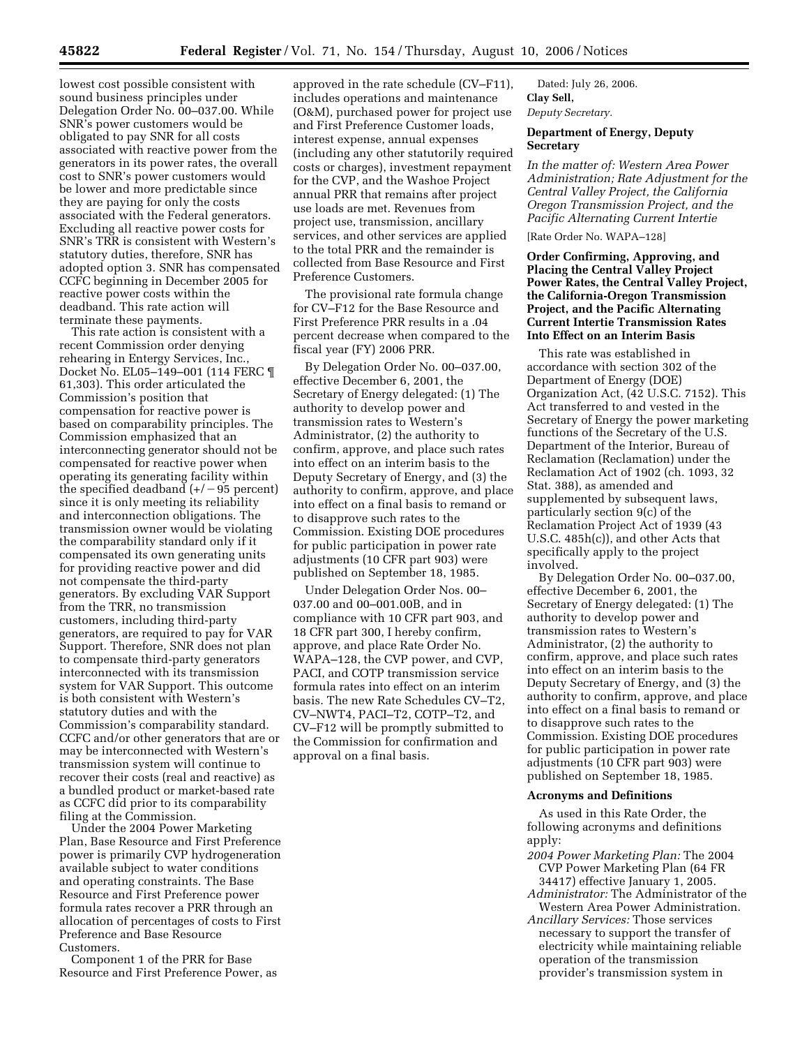lowest cost possible consistent with sound business principles under Delegation Order No. 00–037.00. While SNR's power customers would be obligated to pay SNR for all costs associated with reactive power from the generators in its power rates, the overall cost to SNR's power customers would be lower and more predictable since they are paying for only the costs associated with the Federal generators. Excluding all reactive power costs for SNR's TRR is consistent with Western's statutory duties, therefore, SNR has adopted option 3. SNR has compensated CCFC beginning in December 2005 for reactive power costs within the deadband. This rate action will terminate these payments.

This rate action is consistent with a recent Commission order denying rehearing in Entergy Services, Inc., Docket No. EL05–149–001 (114 FERC ¶ 61,303). This order articulated the Commission's position that compensation for reactive power is based on comparability principles. The Commission emphasized that an interconnecting generator should not be compensated for reactive power when operating its generating facility within the specified deadband (+/−95 percent) since it is only meeting its reliability and interconnection obligations. The transmission owner would be violating the comparability standard only if it compensated its own generating units for providing reactive power and did not compensate the third-party generators. By excluding VAR Support from the TRR, no transmission customers, including third-party generators, are required to pay for VAR Support. Therefore, SNR does not plan to compensate third-party generators interconnected with its transmission system for VAR Support. This outcome is both consistent with Western's statutory duties and with the Commission's comparability standard. CCFC and/or other generators that are or may be interconnected with Western's transmission system will continue to recover their costs (real and reactive) as a bundled product or market-based rate as CCFC did prior to its comparability filing at the Commission.

Under the 2004 Power Marketing Plan, Base Resource and First Preference power is primarily CVP hydrogeneration available subject to water conditions and operating constraints. The Base Resource and First Preference power formula rates recover a PRR through an allocation of percentages of costs to First Preference and Base Resource Customers.

Component 1 of the PRR for Base Resource and First Preference Power, as approved in the rate schedule (CV–F11), includes operations and maintenance (O&M), purchased power for project use and First Preference Customer loads, interest expense, annual expenses (including any other statutorily required costs or charges), investment repayment for the CVP, and the Washoe Project annual PRR that remains after project use loads are met. Revenues from project use, transmission, ancillary services, and other services are applied to the total PRR and the remainder is collected from Base Resource and First Preference Customers.

The provisional rate formula change for CV–F12 for the Base Resource and First Preference PRR results in a .04 percent decrease when compared to the fiscal year (FY) 2006 PRR.

By Delegation Order No. 00–037.00, effective December 6, 2001, the Secretary of Energy delegated: (1) The authority to develop power and transmission rates to Western's Administrator, (2) the authority to confirm, approve, and place such rates into effect on an interim basis to the Deputy Secretary of Energy, and (3) the authority to confirm, approve, and place into effect on a final basis to remand or to disapprove such rates to the Commission. Existing DOE procedures for public participation in power rate adjustments (10 CFR part 903) were published on September 18, 1985.

Under Delegation Order Nos. 00–037.00 and 00–001.00B, and in compliance with 10 CFR part 903, and 18 CFR part 300, I hereby confirm, approve, and place Rate Order No. WAPA–128, the CVP power, and CVP, PACI, and COTP transmission service formula rates into effect on an interim basis. The new Rate Schedules CV–T2, CV–NWT4, PACI–T2, COTP–T2, and CV–F12 will be promptly submitted to the Commission for confirmation and approval on a final basis.

Dated: July 26, 2006.

**Clay Sell,**

*Deputy Secretary.*

**Department of Energy, Deputy Secretary**

*In the matter of: Western Area Power Administration; Rate Adjustment for the Central Valley Project, the California Oregon Transmission Project, and the Pacific Alternating Current Intertie*

[Rate Order No. WAPA–128]

**Order Confirming, Approving, and Placing the Central Valley Project Power Rates, the Central Valley Project, the California-Oregon Transmission Project, and the Pacific Alternating Current Intertie Transmission Rates Into Effect on an Interim Basis**

This rate was established in accordance with section 302 of the Department of Energy (DOE) Organization Act, (42 U.S.C. 7152). This Act transferred to and vested in the Secretary of Energy the power marketing functions of the Secretary of the U.S. Department of the Interior, Bureau of Reclamation (Reclamation) under the Reclamation Act of 1902 (ch. 1093, 32 Stat. 388), as amended and supplemented by subsequent laws, particularly section 9(c) of the Reclamation Project Act of 1939 (43 U.S.C. 485h(c)), and other Acts that specifically apply to the project involved.

By Delegation Order No. 00–037.00, effective December 6, 2001, the Secretary of Energy delegated: (1) The authority to develop power and transmission rates to Western's Administrator, (2) the authority to confirm, approve, and place such rates into effect on an interim basis to the Deputy Secretary of Energy, and (3) the authority to confirm, approve, and place into effect on a final basis to remand or to disapprove such rates to the Commission. Existing DOE procedures for public participation in power rate adjustments (10 CFR part 903) were published on September 18, 1985.

**Acronyms and Definitions**

As used in this Rate Order, the following acronyms and definitions apply:

*2004 Power Marketing Plan:* The 2004 CVP Power Marketing Plan (64 FR 34417) effective January 1, 2005.

*Administrator:* The Administrator of the Western Area Power Administration.

*Ancillary Services:* Those services necessary to support the transfer of electricity while maintaining reliable operation of the transmission provider's transmission system in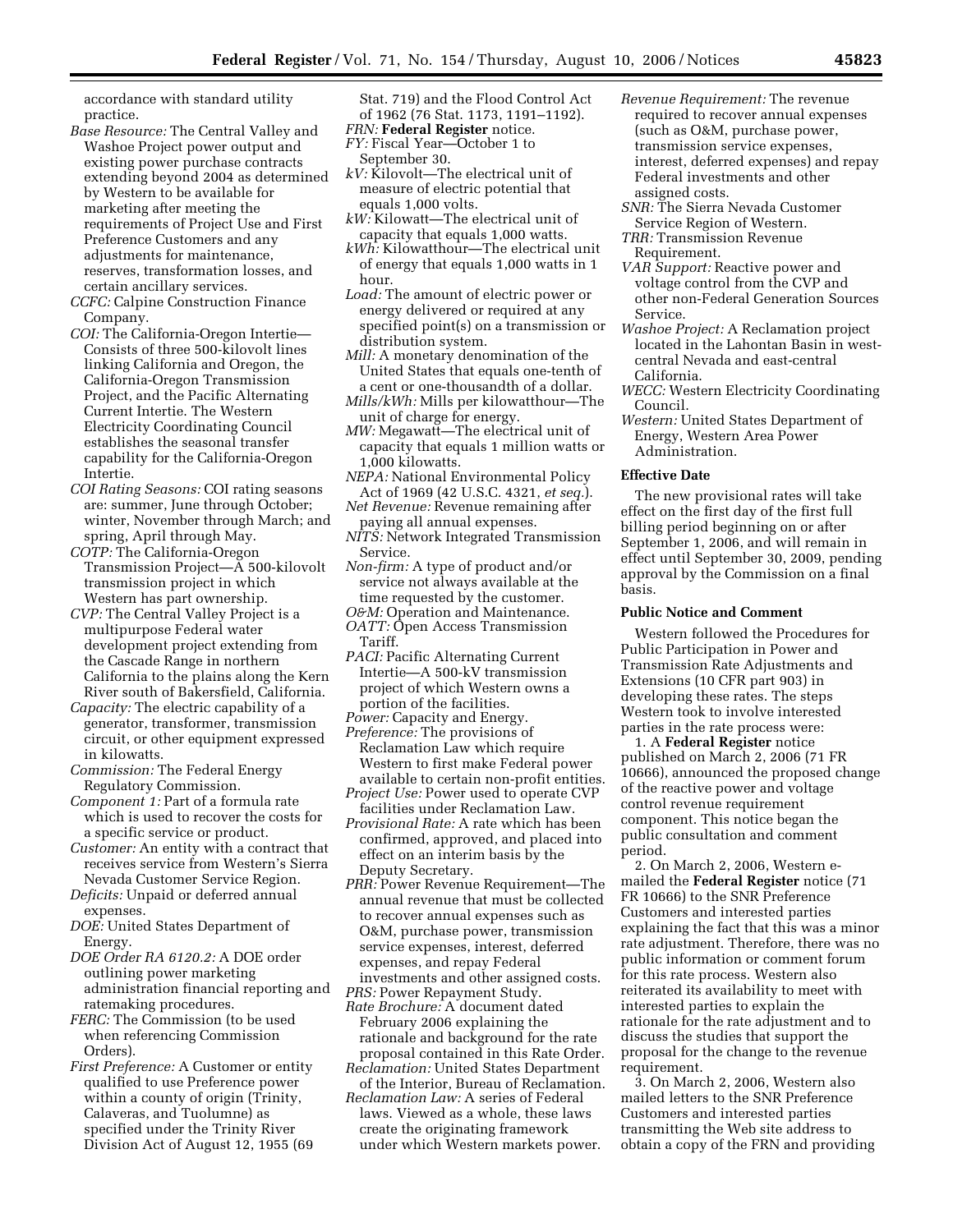accordance with standard utility practice.

*Base Resource:* The Central Valley and Washoe Project power output and existing power purchase contracts extending beyond 2004 as determined by Western to be available for marketing after meeting the requirements of Project Use and First Preference Customers and any adjustments for maintenance, reserves, transformation losses, and certain ancillary services.

*CCFC:* Calpine Construction Finance Company.

*COI:* The California-Oregon Intertie—Consists of three 500-kilovolt lines linking California and Oregon, the California-Oregon Transmission Project, and the Pacific Alternating Current Intertie. The Western Electricity Coordinating Council establishes the seasonal transfer capability for the California-Oregon Intertie.

*COI Rating Seasons:* COI rating seasons are: summer, June through October; winter, November through March; and spring, April through May.

*COTP:* The California-Oregon Transmission Project—A 500-kilovolt transmission project in which Western has part ownership.

*CVP:* The Central Valley Project is a multipurpose Federal water development project extending from the Cascade Range in northern California to the plains along the Kern River south of Bakersfield, California.

*Capacity:* The electric capability of a generator, transformer, transmission circuit, or other equipment expressed in kilowatts.

*Commission:* The Federal Energy Regulatory Commission.

*Component 1:* Part of a formula rate which is used to recover the costs for a specific service or product.

*Customer:* An entity with a contract that receives service from Western's Sierra Nevada Customer Service Region.

*Deficits:* Unpaid or deferred annual expenses.

*DOE:* United States Department of Energy.

*DOE Order RA 6120.2:* A DOE order outlining power marketing administration financial reporting and ratemaking procedures.

*FERC:* The Commission (to be used when referencing Commission Orders).

*First Preference:* A Customer or entity qualified to use Preference power within a county of origin (Trinity, Calaveras, and Tuolumne) as specified under the Trinity River Division Act of August 12, 1955 (69 Stat. 719) and the Flood Control Act of 1962 (76 Stat. 1173, 1191–1192).

*FRN:* **Federal Register** notice.

*FY:* Fiscal Year—October 1 to September 30.

*kV:* Kilovolt—The electrical unit of measure of electric potential that equals 1,000 volts.

*kW:* Kilowatt—The electrical unit of capacity that equals 1,000 watts.

*kWh:* Kilowatthour—The electrical unit of energy that equals 1,000 watts in 1 hour.

*Load:* The amount of electric power or energy delivered or required at any specified point(s) on a transmission or distribution system.

*Mill:* A monetary denomination of the United States that equals one-tenth of a cent or one-thousandth of a dollar.

*Mills/kWh:* Mills per kilowatthour—The unit of charge for energy.

*MW:* Megawatt—The electrical unit of capacity that equals 1 million watts or 1,000 kilowatts.

*NEPA:* National Environmental Policy Act of 1969 (42 U.S.C. 4321, *et seq.*).

*Net Revenue:* Revenue remaining after paying all annual expenses.

*NITS:* Network Integrated Transmission Service.

*Non-firm:* A type of product and/or service not always available at the time requested by the customer.

*O&M:* Operation and Maintenance.

*OATT:* Open Access Transmission Tariff.

*PACI:* Pacific Alternating Current Intertie—A 500-kV transmission project of which Western owns a portion of the facilities.

*Power:* Capacity and Energy.

*Preference:* The provisions of Reclamation Law which require Western to first make Federal power available to certain non-profit entities.

*Project Use:* Power used to operate CVP facilities under Reclamation Law.

*Provisional Rate:* A rate which has been confirmed, approved, and placed into effect on an interim basis by the Deputy Secretary.

*PRR:* Power Revenue Requirement—The annual revenue that must be collected to recover annual expenses such as O&M, purchase power, transmission service expenses, interest, deferred expenses, and repay Federal investments and other assigned costs.

*PRS:* Power Repayment Study.

*Rate Brochure:* A document dated February 2006 explaining the rationale and background for the rate proposal contained in this Rate Order.

*Reclamation:* United States Department of the Interior, Bureau of Reclamation.

*Reclamation Law:* A series of Federal laws. Viewed as a whole, these laws create the originating framework under which Western markets power.

*Revenue Requirement:* The revenue required to recover annual expenses (such as O&M, purchase power, transmission service expenses, interest, deferred expenses) and repay Federal investments and other assigned costs.

*SNR:* The Sierra Nevada Customer Service Region of Western.

*TRR:* Transmission Revenue Requirement.

*VAR Support:* Reactive power and voltage control from the CVP and other non-Federal Generation Sources Service.

*Washoe Project:* A Reclamation project located in the Lahontan Basin in west-central Nevada and east-central California.

*WECC:* Western Electricity Coordinating Council.

*Western:* United States Department of Energy, Western Area Power Administration.

## Effective Date

The new provisional rates will take effect on the first day of the first full billing period beginning on or after September 1, 2006, and will remain in effect until September 30, 2009, pending approval by the Commission on a final basis.

## Public Notice and Comment

Western followed the Procedures for Public Participation in Power and Transmission Rate Adjustments and Extensions (10 CFR part 903) in developing these rates. The steps Western took to involve interested parties in the rate process were:

1. A **Federal Register** notice published on March 2, 2006 (71 FR 10666), announced the proposed change of the reactive power and voltage control revenue requirement component. This notice began the public consultation and comment period.

2. On March 2, 2006, Western e-mailed the **Federal Register** notice (71 FR 10666) to the SNR Preference Customers and interested parties explaining the fact that this was a minor rate adjustment. Therefore, there was no public information or comment forum for this rate process. Western also reiterated its availability to meet with interested parties to explain the rationale for the rate adjustment and to discuss the studies that support the proposal for the change to the revenue requirement.

3. On March 2, 2006, Western also mailed letters to the SNR Preference Customers and interested parties transmitting the Web site address to obtain a copy of the FRN and providing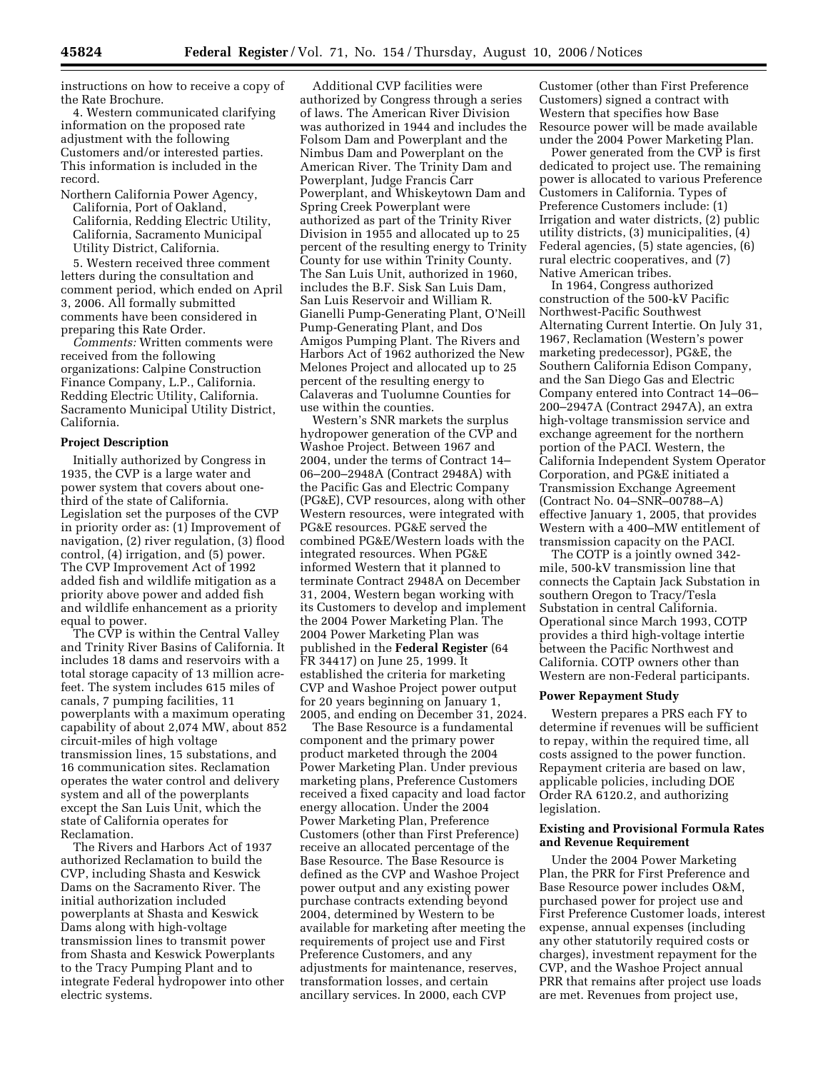instructions on how to receive a copy of the Rate Brochure.

4. Western communicated clarifying information on the proposed rate adjustment with the following Customers and/or interested parties. This information is included in the record.

Northern California Power Agency, California, Port of Oakland, California, Redding Electric Utility, California, Sacramento Municipal Utility District, California.

5. Western received three comment letters during the consultation and comment period, which ended on April 3, 2006. All formally submitted comments have been considered in preparing this Rate Order.

*Comments:* Written comments were received from the following organizations: Calpine Construction Finance Company, L.P., California. Redding Electric Utility, California. Sacramento Municipal Utility District, California.

**Project Description**

Initially authorized by Congress in 1935, the CVP is a large water and power system that covers about one-third of the state of California. Legislation set the purposes of the CVP in priority order as: (1) Improvement of navigation, (2) river regulation, (3) flood control, (4) irrigation, and (5) power. The CVP Improvement Act of 1992 added fish and wildlife mitigation as a priority above power and added fish and wildlife enhancement as a priority equal to power.

The CVP is within the Central Valley and Trinity River Basins of California. It includes 18 dams and reservoirs with a total storage capacity of 13 million acre-feet. The system includes 615 miles of canals, 7 pumping facilities, 11 powerplants with a maximum operating capability of about 2,074 MW, about 852 circuit-miles of high voltage transmission lines, 15 substations, and 16 communication sites. Reclamation operates the water control and delivery system and all of the powerplants except the San Luis Unit, which the state of California operates for Reclamation.

The Rivers and Harbors Act of 1937 authorized Reclamation to build the CVP, including Shasta and Keswick Dams on the Sacramento River. The initial authorization included powerplants at Shasta and Keswick Dams along with high-voltage transmission lines to transmit power from Shasta and Keswick Powerplants to the Tracy Pumping Plant and to integrate Federal hydropower into other electric systems.

Additional CVP facilities were authorized by Congress through a series of laws. The American River Division was authorized in 1944 and includes the Folsom Dam and Powerplant and the Nimbus Dam and Powerplant on the American River. The Trinity Dam and Powerplant, Judge Francis Carr Powerplant, and Whiskeytown Dam and Spring Creek Powerplant were authorized as part of the Trinity River Division in 1955 and allocated up to 25 percent of the resulting energy to Trinity County for use within Trinity County. The San Luis Unit, authorized in 1960, includes the B.F. Sisk San Luis Dam, San Luis Reservoir and William R. Gianelli Pump-Generating Plant, O'Neill Pump-Generating Plant, and Dos Amigos Pumping Plant. The Rivers and Harbors Act of 1962 authorized the New Melones Project and allocated up to 25 percent of the resulting energy to Calaveras and Tuolumne Counties for use within the counties.

Western's SNR markets the surplus hydropower generation of the CVP and Washoe Project. Between 1967 and 2004, under the terms of Contract 14–06–200–2948A (Contract 2948A) with the Pacific Gas and Electric Company (PG&E), CVP resources, along with other Western resources, were integrated with PG&E resources. PG&E served the combined PG&E/Western loads with the integrated resources. When PG&E informed Western that it planned to terminate Contract 2948A on December 31, 2004, Western began working with its Customers to develop and implement the 2004 Power Marketing Plan. The 2004 Power Marketing Plan was published in the **Federal Register** (64 FR 34417) on June 25, 1999. It established the criteria for marketing CVP and Washoe Project power output for 20 years beginning on January 1, 2005, and ending on December 31, 2024.

The Base Resource is a fundamental component and the primary power product marketed through the 2004 Power Marketing Plan. Under previous marketing plans, Preference Customers received a fixed capacity and load factor energy allocation. Under the 2004 Power Marketing Plan, Preference Customers (other than First Preference) receive an allocated percentage of the Base Resource. The Base Resource is defined as the CVP and Washoe Project power output and any existing power purchase contracts extending beyond 2004, determined by Western to be available for marketing after meeting the requirements of project use and First Preference Customers, and any adjustments for maintenance, reserves, transformation losses, and certain ancillary services. In 2000, each CVP Customer (other than First Preference Customers) signed a contract with Western that specifies how Base Resource power will be made available under the 2004 Power Marketing Plan.

Power generated from the CVP is first dedicated to project use. The remaining power is allocated to various Preference Customers in California. Types of Preference Customers include: (1) Irrigation and water districts, (2) public utility districts, (3) municipalities, (4) Federal agencies, (5) state agencies, (6) rural electric cooperatives, and (7) Native American tribes.

In 1964, Congress authorized construction of the 500-kV Pacific Northwest-Pacific Southwest Alternating Current Intertie. On July 31, 1967, Reclamation (Western's power marketing predecessor), PG&E, the Southern California Edison Company, and the San Diego Gas and Electric Company entered into Contract 14–06–200–2947A (Contract 2947A), an extra high-voltage transmission service and exchange agreement for the northern portion of the PACI. Western, the California Independent System Operator Corporation, and PG&E initiated a Transmission Exchange Agreement (Contract No. 04–SNR–00788–A) effective January 1, 2005, that provides Western with a 400–MW entitlement of transmission capacity on the PACI.

The COTP is a jointly owned 342-mile, 500-kV transmission line that connects the Captain Jack Substation in southern Oregon to Tracy/Tesla Substation in central California. Operational since March 1993, COTP provides a third high-voltage intertie between the Pacific Northwest and California. COTP owners other than Western are non-Federal participants.

**Power Repayment Study**

Western prepares a PRS each FY to determine if revenues will be sufficient to repay, within the required time, all costs assigned to the power function. Repayment criteria are based on law, applicable policies, including DOE Order RA 6120.2, and authorizing legislation.

**Existing and Provisional Formula Rates and Revenue Requirement**

Under the 2004 Power Marketing Plan, the PRR for First Preference and Base Resource power includes O&M, purchased power for project use and First Preference Customer loads, interest expense, annual expenses (including any other statutorily required costs or charges), investment repayment for the CVP, and the Washoe Project annual PRR that remains after project use loads are met. Revenues from project use,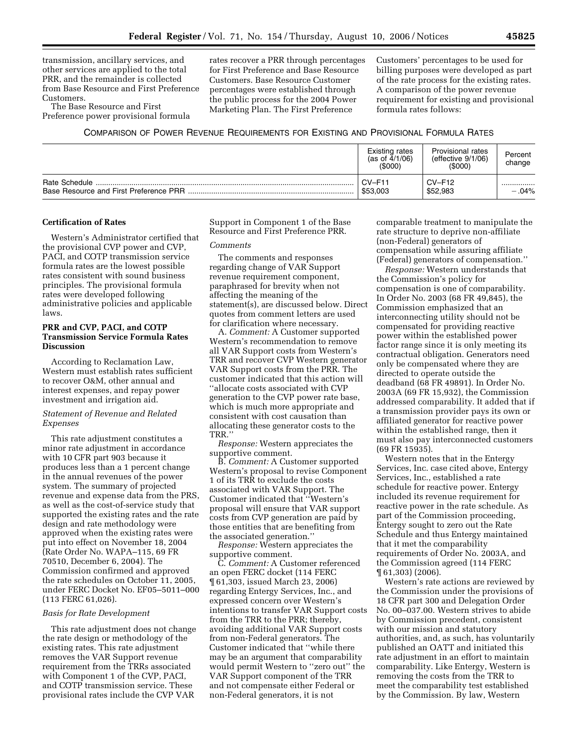transmission, ancillary services, and other services are applied to the total PRR, and the remainder is collected from Base Resource and First Preference Customers.

The Base Resource and First Preference power provisional formula rates recover a PRR through percentages for First Preference and Base Resource Customers. Base Resource Customer percentages were established through the public process for the 2004 Power Marketing Plan. The First Preference Customers' percentages to be used for billing purposes were developed as part of the rate process for the existing rates. A comparison of the power revenue requirement for existing and provisional formula rates follows:

COMPARISON OF POWER REVENUE REQUIREMENTS FOR EXISTING AND PROVISIONAL FORMULA RATES

| | Existing rates (as of 4/1/06) ($000) | Provisional rates (effective 9/1/06) ($000) | Percent change |
|---|---|---|---|
| Rate Schedule | CV–F11 | CV–F12 | |
| Base Resource and First Preference PRR | $53,003 | $52,983 | −.04% |

**Certification of Rates**

Western's Administrator certified that the provisional CVP power and CVP, PACI, and COTP transmission service formula rates are the lowest possible rates consistent with sound business principles. The provisional formula rates were developed following administrative policies and applicable laws.

**PRR and CVP, PACI, and COTP Transmission Service Formula Rates Discussion**

According to Reclamation Law, Western must establish rates sufficient to recover O&M, other annual and interest expenses, and repay power investment and irrigation aid.

*Statement of Revenue and Related Expenses*

This rate adjustment constitutes a minor rate adjustment in accordance with 10 CFR part 903 because it produces less than a 1 percent change in the annual revenues of the power system. The summary of projected revenue and expense data from the PRS, as well as the cost-of-service study that supported the existing rates and the rate design and rate methodology were approved when the existing rates were put into effect on November 18, 2004 (Rate Order No. WAPA–115, 69 FR 70510, December 6, 2004). The Commission confirmed and approved the rate schedules on October 11, 2005, under FERC Docket No. EF05–5011–000 (113 FERC 61,026).

*Basis for Rate Development*

This rate adjustment does not change the rate design or methodology of the existing rates. This rate adjustment removes the VAR Support revenue requirement from the TRRs associated with Component 1 of the CVP, PACI, and COTP transmission service. These provisional rates include the CVP VAR Support in Component 1 of the Base Resource and First Preference PRR.

*Comments*

The comments and responses regarding change of VAR Support revenue requirement component, paraphrased for brevity when not affecting the meaning of the statement(s), are discussed below. Direct quotes from comment letters are used for clarification when necessary.

A. *Comment:* A Customer supported Western's recommendation to remove all VAR Support costs from Western's TRR and recover CVP Western generator VAR Support costs from the PRR. The customer indicated that this action will "allocate costs associated with CVP generation to the CVP power rate base, which is much more appropriate and consistent with cost causation than allocating these generator costs to the TRR."

*Response:* Western appreciates the supportive comment.

B. *Comment:* A Customer supported Western's proposal to revise Component 1 of its TRR to exclude the costs associated with VAR Support. The Customer indicated that "Western's proposal will ensure that VAR support costs from CVP generation are paid by those entities that are benefiting from the associated generation."

*Response:* Western appreciates the supportive comment.

C. *Comment:* A Customer referenced an open FERC docket (114 FERC ¶ 61,303, issued March 23, 2006) regarding Entergy Services, Inc., and expressed concern over Western's intentions to transfer VAR Support costs from the TRR to the PRR; thereby, avoiding additional VAR Support costs from non-Federal generators. The Customer indicated that "while there may be an argument that comparability would permit Western to "zero out" the VAR Support component of the TRR and not compensate either Federal or non-Federal generators, it is not comparable treatment to manipulate the rate structure to deprive non-affiliate (non-Federal) generators of compensation while assuring affiliate (Federal) generators of compensation."

*Response:* Western understands that the Commission's policy for compensation is one of comparability. In Order No. 2003 (68 FR 49,845), the Commission emphasized that an interconnecting utility should not be compensated for providing reactive power within the established power factor range since it is only meeting its contractual obligation. Generators need only be compensated where they are directed to operate outside the deadband (68 FR 49891). In Order No. 2003A (69 FR 15,932), the Commission addressed comparability. It added that if a transmission provider pays its own or affiliated generator for reactive power within the established range, then it must also pay interconnected customers (69 FR 15935).

Western notes that in the Entergy Services, Inc. case cited above, Entergy Services, Inc., established a rate schedule for reactive power. Entergy included its revenue requirement for reactive power in the rate schedule. As part of the Commission proceeding, Entergy sought to zero out the Rate Schedule and thus Entergy maintained that it met the comparability requirements of Order No. 2003A, and the Commission agreed (114 FERC ¶ 61,303) (2006).

Western's rate actions are reviewed by the Commission under the provisions of 18 CFR part 300 and Delegation Order No. 00–037.00. Western strives to abide by Commission precedent, consistent with our mission and statutory authorities, and, as such, has voluntarily published an OATT and initiated this rate adjustment in an effort to maintain comparability. Like Entergy, Western is removing the costs from the TRR to meet the comparability test established by the Commission. By law, Western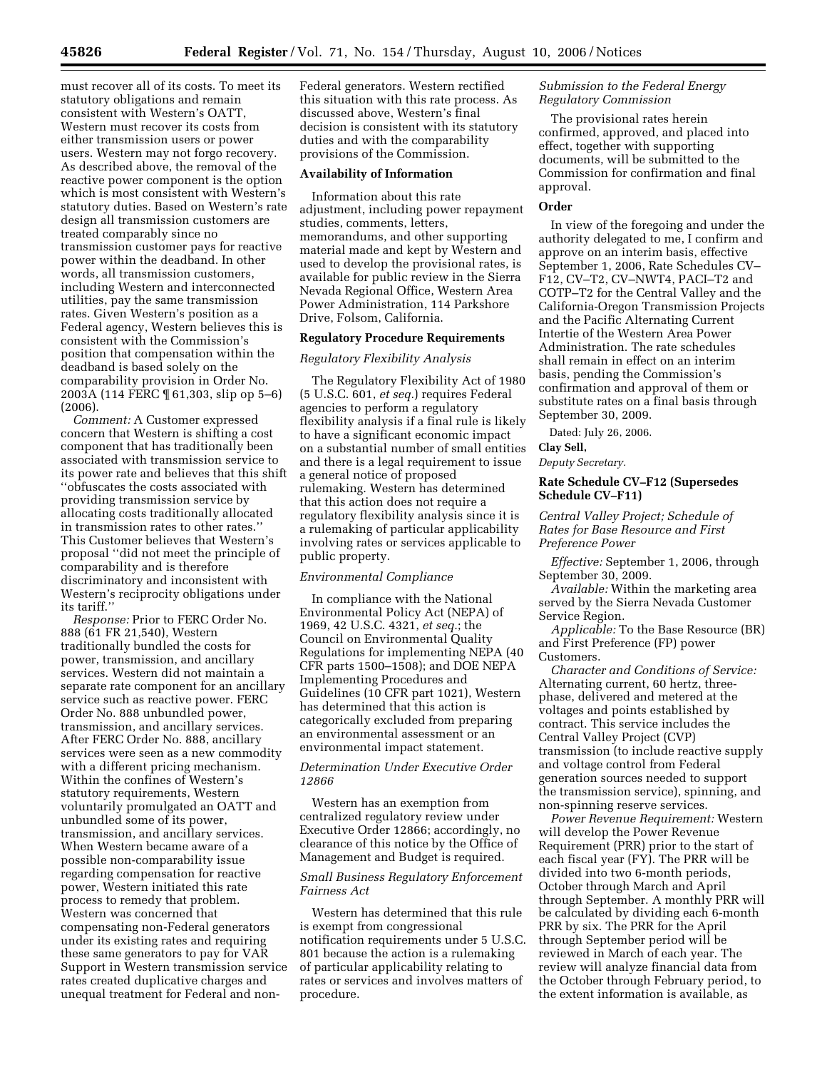must recover all of its costs. To meet its statutory obligations and remain consistent with Western's OATT, Western must recover its costs from either transmission users or power users. Western may not forgo recovery. As described above, the removal of the reactive power component is the option which is most consistent with Western's statutory duties. Based on Western's rate design all transmission customers are treated comparably since no transmission customer pays for reactive power within the deadband. In other words, all transmission customers, including Western and interconnected utilities, pay the same transmission rates. Given Western's position as a Federal agency, Western believes this is consistent with the Commission's position that compensation within the deadband is based solely on the comparability provision in Order No. 2003A (114 FERC ¶ 61,303, slip op 5–6) (2006).

*Comment:* A Customer expressed concern that Western is shifting a cost component that has traditionally been associated with transmission service to its power rate and believes that this shift ''obfuscates the costs associated with providing transmission service by allocating costs traditionally allocated in transmission rates to other rates.'' This Customer believes that Western's proposal ''did not meet the principle of comparability and is therefore discriminatory and inconsistent with Western's reciprocity obligations under its tariff.''

*Response:* Prior to FERC Order No. 888 (61 FR 21,540), Western traditionally bundled the costs for power, transmission, and ancillary services. Western did not maintain a separate rate component for an ancillary service such as reactive power. FERC Order No. 888 unbundled power, transmission, and ancillary services. After FERC Order No. 888, ancillary services were seen as a new commodity with a different pricing mechanism. Within the confines of Western's statutory requirements, Western voluntarily promulgated an OATT and unbundled some of its power, transmission, and ancillary services. When Western became aware of a possible non-comparability issue regarding compensation for reactive power, Western initiated this rate process to remedy that problem. Western was concerned that compensating non-Federal generators under its existing rates and requiring these same generators to pay for VAR Support in Western transmission service rates created duplicative charges and unequal treatment for Federal and non-Federal generators. Western rectified this situation with this rate process. As discussed above, Western's final decision is consistent with its statutory duties and with the comparability provisions of the Commission.

**Availability of Information**

Information about this rate adjustment, including power repayment studies, comments, letters, memorandums, and other supporting material made and kept by Western and used to develop the provisional rates, is available for public review in the Sierra Nevada Regional Office, Western Area Power Administration, 114 Parkshore Drive, Folsom, California.

**Regulatory Procedure Requirements**

*Regulatory Flexibility Analysis*

The Regulatory Flexibility Act of 1980 (5 U.S.C. 601, *et seq.*) requires Federal agencies to perform a regulatory flexibility analysis if a final rule is likely to have a significant economic impact on a substantial number of small entities and there is a legal requirement to issue a general notice of proposed rulemaking. Western has determined that this action does not require a regulatory flexibility analysis since it is a rulemaking of particular applicability involving rates or services applicable to public property.

*Environmental Compliance*

In compliance with the National Environmental Policy Act (NEPA) of 1969, 42 U.S.C. 4321, *et seq.*; the Council on Environmental Quality Regulations for implementing NEPA (40 CFR parts 1500–1508); and DOE NEPA Implementing Procedures and Guidelines (10 CFR part 1021), Western has determined that this action is categorically excluded from preparing an environmental assessment or an environmental impact statement.

*Determination Under Executive Order 12866*

Western has an exemption from centralized regulatory review under Executive Order 12866; accordingly, no clearance of this notice by the Office of Management and Budget is required.

*Small Business Regulatory Enforcement Fairness Act*

Western has determined that this rule is exempt from congressional notification requirements under 5 U.S.C. 801 because the action is a rulemaking of particular applicability relating to rates or services and involves matters of procedure.

*Submission to the Federal Energy Regulatory Commission*

The provisional rates herein confirmed, approved, and placed into effect, together with supporting documents, will be submitted to the Commission for confirmation and final approval.

**Order**

In view of the foregoing and under the authority delegated to me, I confirm and approve on an interim basis, effective September 1, 2006, Rate Schedules CV–F12, CV–T2, CV–NWT4, PACI–T2 and COTP–T2 for the Central Valley and the California-Oregon Transmission Projects and the Pacific Alternating Current Intertie of the Western Area Power Administration. The rate schedules shall remain in effect on an interim basis, pending the Commission's confirmation and approval of them or substitute rates on a final basis through September 30, 2009.

Dated: July 26, 2006.

**Clay Sell,**

*Deputy Secretary.*

**Rate Schedule CV–F12 (Supersedes Schedule CV–F11)**

*Central Valley Project; Schedule of Rates for Base Resource and First Preference Power*

*Effective:* September 1, 2006, through September 30, 2009.

*Available:* Within the marketing area served by the Sierra Nevada Customer Service Region.

*Applicable:* To the Base Resource (BR) and First Preference (FP) power Customers.

*Character and Conditions of Service:* Alternating current, 60 hertz, three-phase, delivered and metered at the voltages and points established by contract. This service includes the Central Valley Project (CVP) transmission (to include reactive supply and voltage control from Federal generation sources needed to support the transmission service), spinning, and non-spinning reserve services.

*Power Revenue Requirement:* Western will develop the Power Revenue Requirement (PRR) prior to the start of each fiscal year (FY). The PRR will be divided into two 6-month periods, October through March and April through September. A monthly PRR will be calculated by dividing each 6-month PRR by six. The PRR for the April through September period will be reviewed in March of each year. The review will analyze financial data from the October through February period, to the extent information is available, as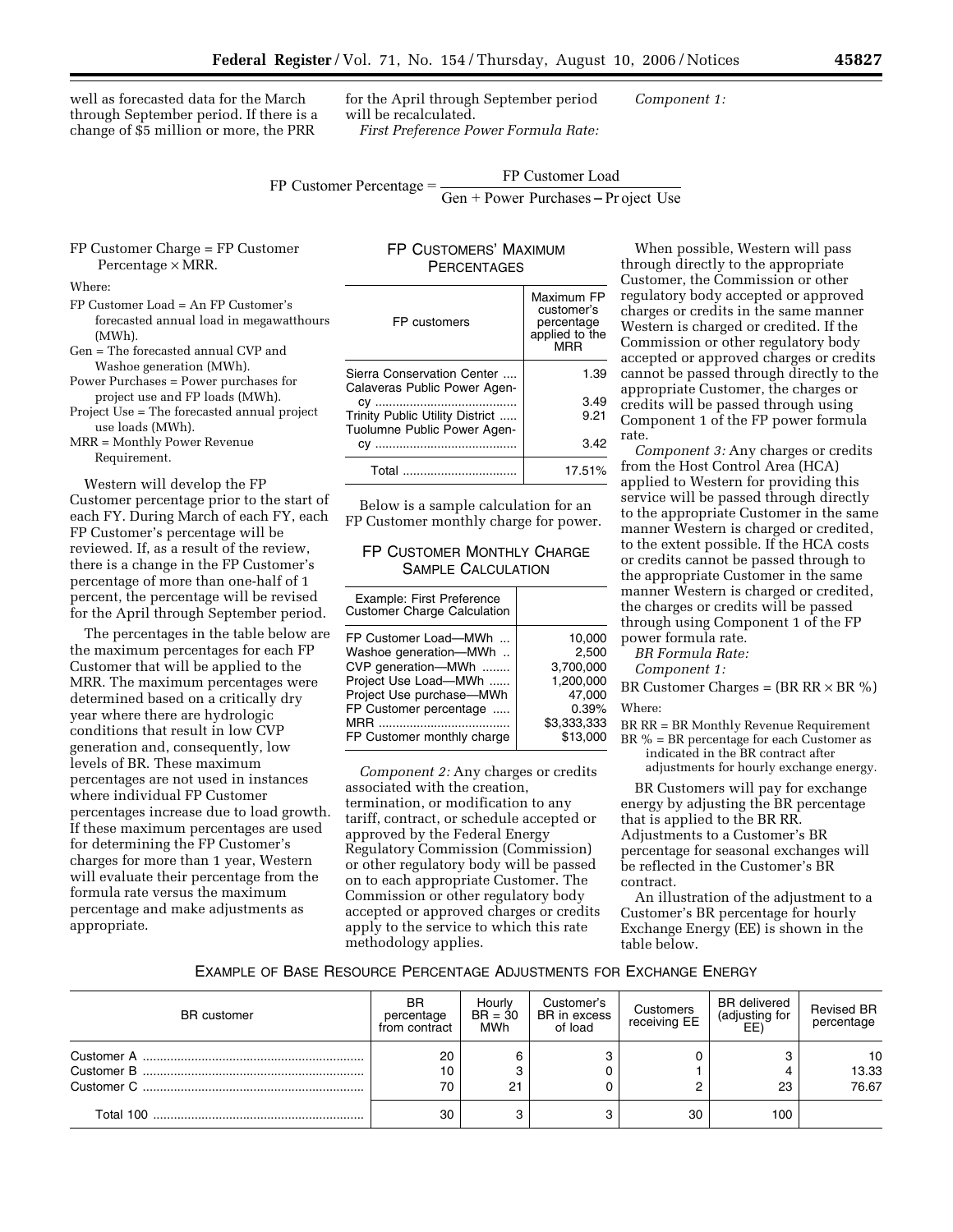well as forecasted data for the March through September period. If there is a change of $5 million or more, the PRR for the April through September period will be recalculated.

*First Preference Power Formula Rate:*

*Component 1:*

$$\text{FP Customer Percentage} = \frac{\text{FP Customer Load}}{\text{Gen} + \text{Power Purchases} - \text{Project Use}}$$

FP Customer Charge = FP Customer Percentage × MRR.

Where:

FP Customer Load = An FP Customer's forecasted annual load in megawatthours (MWh).
Gen = The forecasted annual CVP and Washoe generation (MWh).
Power Purchases = Power purchases for project use and FP loads (MWh).
Project Use = The forecasted annual project use loads (MWh).
MRR = Monthly Power Revenue Requirement.

Western will develop the FP Customer percentage prior to the start of each FY. During March of each FY, each FP Customer's percentage will be reviewed. If, as a result of the review, there is a change in the FP Customer's percentage of more than one-half of 1 percent, the percentage will be revised for the April through September period.

The percentages in the table below are the maximum percentages for each FP Customer that will be applied to the MRR. The maximum percentages were determined based on a critically dry year where there are hydrologic conditions that result in low CVP generation and, consequently, low levels of BR. These maximum percentages are not used in instances where individual FP Customer percentages increase due to load growth. If these maximum percentages are used for determining the FP Customer's charges for more than 1 year, Western will evaluate their percentage from the formula rate versus the maximum percentage and make adjustments as appropriate.

FP CUSTOMERS' MAXIMUM PERCENTAGES

| FP customers | Maximum FP customer's percentage applied to the MRR |
|---|---|
| Sierra Conservation Center | 1.39 |
| Calaveras Public Power Agency | 3.49 |
| Trinity Public Utility District | 9.21 |
| Tuolumne Public Power Agency | 3.42 |
| Total | 17.51% |

Below is a sample calculation for an FP Customer monthly charge for power.

FP CUSTOMER MONTHLY CHARGE SAMPLE CALCULATION

| Example: First Preference Customer Charge Calculation | |
|---|---|
| FP Customer Load—MWh | 10,000 |
| Washoe generation—MWh | 2,500 |
| CVP generation—MWh | 3,700,000 |
| Project Use Load—MWh | 1,200,000 |
| Project Use purchase—MWh | 47,000 |
| FP Customer percentage | 0.39% |
| MRR | $3,333,333 |
| FP Customer monthly charge | $13,000 |

*Component 2:* Any charges or credits associated with the creation, termination, or modification to any tariff, contract, or schedule accepted or approved by the Federal Energy Regulatory Commission (Commission) or other regulatory body will be passed on to each appropriate Customer. The Commission or other regulatory body accepted or approved charges or credits apply to the service to which this rate methodology applies.

When possible, Western will pass through directly to the appropriate Customer, the Commission or other regulatory body accepted or approved charges or credits in the same manner Western is charged or credited. If the Commission or other regulatory body accepted or approved charges or credits cannot be passed through directly to the appropriate Customer, the charges or credits will be passed through using Component 1 of the FP power formula rate.

*Component 3:* Any charges or credits from the Host Control Area (HCA) applied to Western for providing this service will be passed through directly to the appropriate Customer in the same manner Western is charged or credited, to the extent possible. If the HCA costs or credits cannot be passed through to the appropriate Customer in the same manner Western is charged or credited, the charges or credits will be passed through using Component 1 of the FP power formula rate.

*BR Formula Rate:*

*Component 1:*

BR Customer Charges = (BR RR × BR %)

Where:

BR RR = BR Monthly Revenue Requirement
BR % = BR percentage for each Customer as indicated in the BR contract after adjustments for hourly exchange energy.

BR Customers will pay for exchange energy by adjusting the BR percentage that is applied to the BR RR. Adjustments to a Customer's BR percentage for seasonal exchanges will be reflected in the Customer's BR contract.

An illustration of the adjustment to a Customer's BR percentage for hourly Exchange Energy (EE) is shown in the table below.

EXAMPLE OF BASE RESOURCE PERCENTAGE ADJUSTMENTS FOR EXCHANGE ENERGY

| BR customer | BR percentage from contract | Hourly BR = 30 MWh | Customer's BR in excess of load | Customers receiving EE | BR delivered (adjusting for EE) | Revised BR percentage |
|---|---|---|---|---|---|---|
| Customer A | 20 | 6 | 3 | 0 | 3 | 10 |
| Customer B | 10 | 3 | 0 | 1 | 4 | 13.33 |
| Customer C | 70 | 21 | 0 | 2 | 23 | 76.67 |
| Total 100 | 30 | 3 | 3 | 30 | 100 | |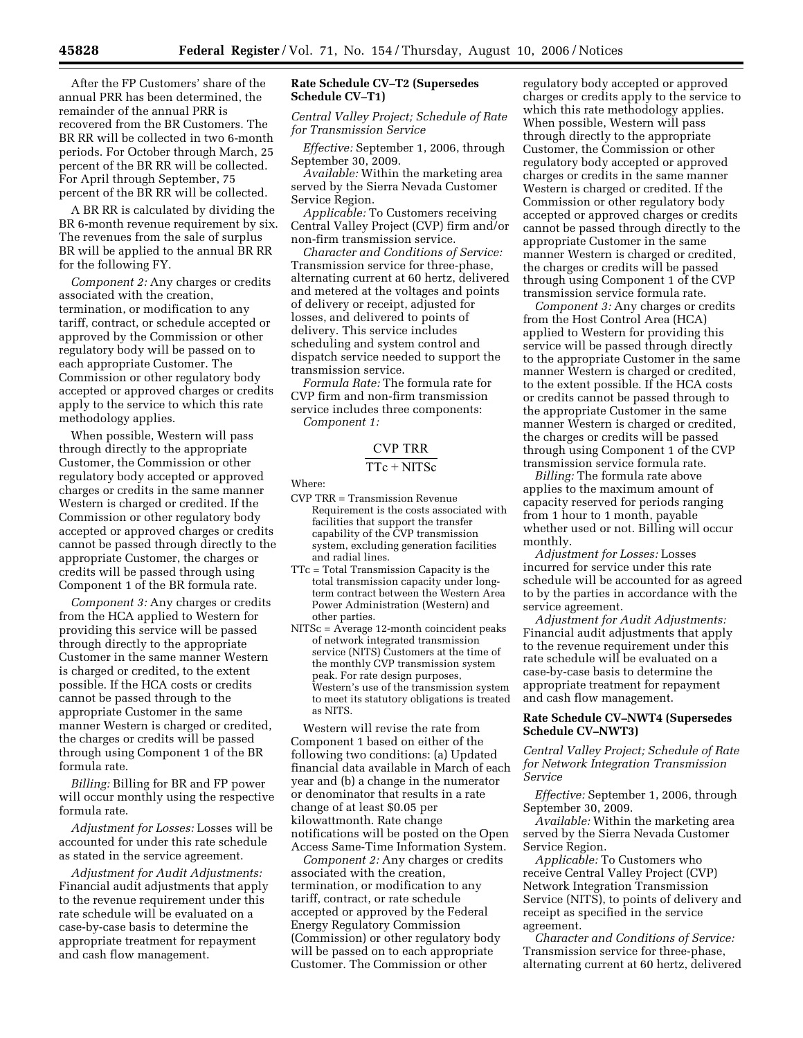After the FP Customers' share of the annual PRR has been determined, the remainder of the annual PRR is recovered from the BR Customers. The BR RR will be collected in two 6-month periods. For October through March, 25 percent of the BR RR will be collected. For April through September, 75 percent of the BR RR will be collected.

A BR RR is calculated by dividing the BR 6-month revenue requirement by six. The revenues from the sale of surplus BR will be applied to the annual BR RR for the following FY.

*Component 2:* Any charges or credits associated with the creation, termination, or modification to any tariff, contract, or schedule accepted or approved by the Commission or other regulatory body will be passed on to each appropriate Customer. The Commission or other regulatory body accepted or approved charges or credits apply to the service to which this rate methodology applies.

When possible, Western will pass through directly to the appropriate Customer, the Commission or other regulatory body accepted or approved charges or credits in the same manner Western is charged or credited. If the Commission or other regulatory body accepted or approved charges or credits cannot be passed through directly to the appropriate Customer in the same manner Western is charged or credited, the charges or credits will be passed through using Component 1 of the BR formula rate.

*Component 3:* Any charges or credits from the HCA applied to Western for providing this service will be passed through directly to the appropriate Customer in the same manner Western is charged or credited, to the extent possible. If the HCA costs or credits cannot be passed through to the appropriate Customer in the same manner Western is charged or credited, the charges or credits will be passed through using Component 1 of the BR formula rate.

*Billing:* Billing for BR and FP power will occur monthly using the respective formula rate.

*Adjustment for Losses:* Losses will be accounted for under this rate schedule as stated in the service agreement.

*Adjustment for Audit Adjustments:* Financial audit adjustments that apply to the revenue requirement under this rate schedule will be evaluated on a case-by-case basis to determine the appropriate treatment for repayment and cash flow management.

**Rate Schedule CV–T2 (Supersedes Schedule CV–T1)**

*Central Valley Project; Schedule of Rate for Transmission Service*

*Effective:* September 1, 2006, through September 30, 2009.

*Available:* Within the marketing area served by the Sierra Nevada Customer Service Region.

*Applicable:* To Customers receiving Central Valley Project (CVP) firm and/or non-firm transmission service.

*Character and Conditions of Service:* Transmission service for three-phase, alternating current at 60 hertz, delivered and metered at the voltages and points of delivery or receipt, adjusted for losses, and delivered to points of delivery. This service includes scheduling and system control and dispatch service needed to support the transmission service.

*Formula Rate:* The formula rate for CVP firm and non-firm transmission service includes three components:

*Component 1:*

$$\frac{\text{CVP TRR}}{\text{TTc} + \text{NITSc}}$$

Where:

CVP TRR = Transmission Revenue Requirement is the costs associated with facilities that support the transfer capability of the CVP transmission system, excluding generation facilities and radial lines.

TTc = Total Transmission Capacity is the total transmission capacity under long-term contract between the Western Area Power Administration (Western) and other parties.

NITSc = Average 12-month coincident peaks of network integrated transmission service (NITS) Customers at the time of the monthly CVP transmission system peak. For rate design purposes, Western's use of the transmission system to meet its statutory obligations is treated as NITS.

Western will revise the rate from Component 1 based on either of the following two conditions: (a) Updated financial data available in March of each year and (b) a change in the numerator or denominator that results in a rate change of at least $0.05 per kilowattmonth. Rate change notifications will be posted on the Open Access Same-Time Information System.

*Component 2:* Any charges or credits associated with the creation, termination, or modification to any tariff, contract, or rate schedule accepted or approved by the Federal Energy Regulatory Commission (Commission) or other regulatory body will be passed on to each appropriate Customer. The Commission or other regulatory body accepted or approved charges or credits apply to the service to which this rate methodology applies. When possible, Western will pass through directly to the appropriate Customer, the Commission or other regulatory body accepted or approved charges or credits in the same manner Western is charged or credited. If the Commission or other regulatory body accepted or approved charges or credits cannot be passed through directly to the appropriate Customer in the same manner Western is charged or credited, the charges or credits will be passed through using Component 1 of the CVP transmission service formula rate.

*Component 3:* Any charges or credits from the Host Control Area (HCA) applied to Western for providing this service will be passed through directly to the appropriate Customer in the same manner Western is charged or credited, to the extent possible. If the HCA costs or credits cannot be passed through to the appropriate Customer in the same manner Western is charged or credited, the charges or credits will be passed through using Component 1 of the CVP transmission service formula rate.

*Billing:* The formula rate above applies to the maximum amount of capacity reserved for periods ranging from 1 hour to 1 month, payable whether used or not. Billing will occur monthly.

*Adjustment for Losses:* Losses incurred for service under this rate schedule will be accounted for as agreed to by the parties in accordance with the service agreement.

*Adjustment for Audit Adjustments:* Financial audit adjustments that apply to the revenue requirement under this rate schedule will be evaluated on a case-by-case basis to determine the appropriate treatment for repayment and cash flow management.

**Rate Schedule CV–NWT4 (Supersedes Schedule CV–NWT3)**

*Central Valley Project; Schedule of Rate for Network Integration Transmission Service*

*Effective:* September 1, 2006, through September 30, 2009.

*Available:* Within the marketing area served by the Sierra Nevada Customer Service Region.

*Applicable:* To Customers who receive Central Valley Project (CVP) Network Integration Transmission Service (NITS), to points of delivery and receipt as specified in the service agreement.

*Character and Conditions of Service:* Transmission service for three-phase, alternating current at 60 hertz, delivered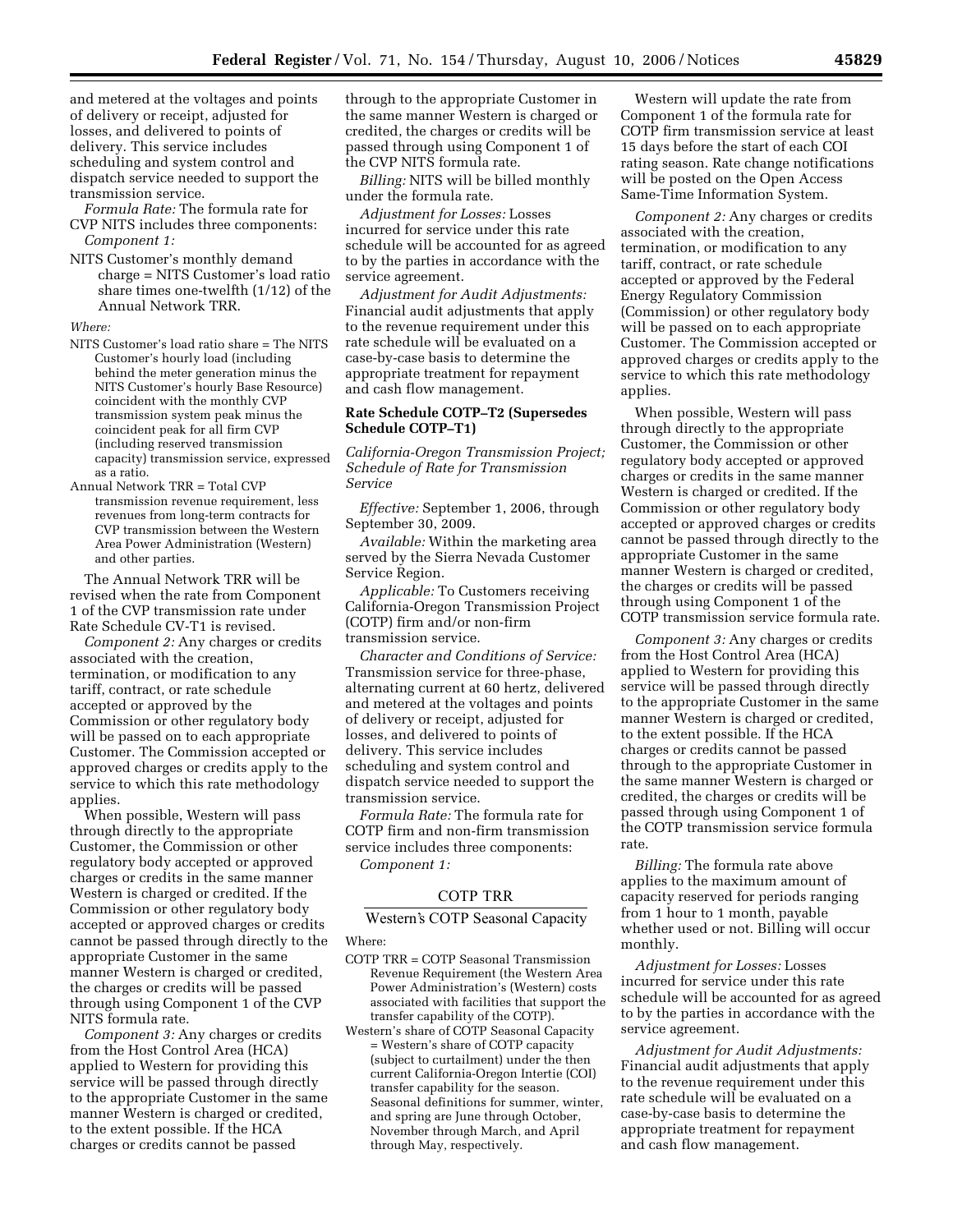and metered at the voltages and points of delivery or receipt, adjusted for losses, and delivered to points of delivery. This service includes scheduling and system control and dispatch service needed to support the transmission service.

*Formula Rate:* The formula rate for CVP NITS includes three components:

*Component 1:*

NITS Customer's monthly demand charge = NITS Customer's load ratio share times one-twelfth (1/12) of the Annual Network TRR.

*Where:*

NITS Customer's load ratio share = The NITS Customer's hourly load (including behind the meter generation minus the NITS Customer's hourly Base Resource) coincident with the monthly CVP transmission system peak minus the coincident peak for all firm CVP (including reserved transmission capacity) transmission service, expressed as a ratio.

Annual Network TRR = Total CVP transmission revenue requirement, less revenues from long-term contracts for CVP transmission between the Western Area Power Administration (Western) and other parties.

The Annual Network TRR will be revised when the rate from Component 1 of the CVP transmission rate under Rate Schedule CV-T1 is revised.

*Component 2:* Any charges or credits associated with the creation, termination, or modification to any tariff, contract, or rate schedule accepted or approved by the Commission or other regulatory body will be passed on to each appropriate Customer. The Commission accepted or approved charges or credits apply to the service to which this rate methodology applies.

When possible, Western will pass through directly to the appropriate Customer, the Commission or other regulatory body accepted or approved charges or credits in the same manner Western is charged or credited. If the Commission or other regulatory body accepted or approved charges or credits cannot be passed through directly to the appropriate Customer in the same manner Western is charged or credited, the charges or credits will be passed through using Component 1 of the CVP NITS formula rate.

*Component 3:* Any charges or credits from the Host Control Area (HCA) applied to Western for providing this service will be passed through directly to the appropriate Customer in the same manner Western is charged or credited, to the extent possible. If the HCA charges or credits cannot be passed through to the appropriate Customer in the same manner Western is charged or credited, the charges or credits will be passed through using Component 1 of the CVP NITS formula rate.

*Billing:* NITS will be billed monthly under the formula rate.

*Adjustment for Losses:* Losses incurred for service under this rate schedule will be accounted for as agreed to by the parties in accordance with the service agreement.

*Adjustment for Audit Adjustments:* Financial audit adjustments that apply to the revenue requirement under this rate schedule will be evaluated on a case-by-case basis to determine the appropriate treatment for repayment and cash flow management.

**Rate Schedule COTP–T2 (Supersedes Schedule COTP–T1)**

*California-Oregon Transmission Project; Schedule of Rate for Transmission Service*

*Effective:* September 1, 2006, through September 30, 2009.

*Available:* Within the marketing area served by the Sierra Nevada Customer Service Region.

*Applicable:* To Customers receiving California-Oregon Transmission Project (COTP) firm and/or non-firm transmission service.

*Character and Conditions of Service:* Transmission service for three-phase, alternating current at 60 hertz, delivered and metered at the voltages and points of delivery or receipt, adjusted for losses, and delivered to points of delivery. This service includes scheduling and system control and dispatch service needed to support the transmission service.

*Formula Rate:* The formula rate for COTP firm and non-firm transmission service includes three components:

*Component 1:*

$$\frac{\text{COTP TRR}}{\text{Western's COTP Seasonal Capacity}}$$

Where:

COTP TRR = COTP Seasonal Transmission Revenue Requirement (the Western Area Power Administration's (Western) costs associated with facilities that support the transfer capability of the COTP).

Western's share of COTP Seasonal Capacity = Western's share of COTP capacity (subject to curtailment) under the then current California-Oregon Intertie (COI) transfer capability for the season. Seasonal definitions for summer, winter, and spring are June through October, November through March, and April through May, respectively.

Western will update the rate from Component 1 of the formula rate for COTP firm transmission service at least 15 days before the start of each COI rating season. Rate change notifications will be posted on the Open Access Same-Time Information System.

*Component 2:* Any charges or credits associated with the creation, termination, or modification to any tariff, contract, or rate schedule accepted or approved by the Federal Energy Regulatory Commission (Commission) or other regulatory body will be passed on to each appropriate Customer. The Commission accepted or approved charges or credits apply to the service to which this rate methodology applies.

When possible, Western will pass through directly to the appropriate Customer, the Commission or other regulatory body accepted or approved charges or credits in the same manner Western is charged or credited. If the Commission or other regulatory body accepted or approved charges or credits cannot be passed through directly to the appropriate Customer in the same manner Western is charged or credited, the charges or credits will be passed through using Component 1 of the COTP transmission service formula rate.

*Component 3:* Any charges or credits from the Host Control Area (HCA) applied to Western for providing this service will be passed through directly to the appropriate Customer in the same manner Western is charged or credited, to the extent possible. If the HCA charges or credits cannot be passed through to the appropriate Customer in the same manner Western is charged or credited, the charges or credits will be passed through using Component 1 of the COTP transmission service formula rate.

*Billing:* The formula rate above applies to the maximum amount of capacity reserved for periods ranging from 1 hour to 1 month, payable whether used or not. Billing will occur monthly.

*Adjustment for Losses:* Losses incurred for service under this rate schedule will be accounted for as agreed to by the parties in accordance with the service agreement.

*Adjustment for Audit Adjustments:* Financial audit adjustments that apply to the revenue requirement under this rate schedule will be evaluated on a case-by-case basis to determine the appropriate treatment for repayment and cash flow management.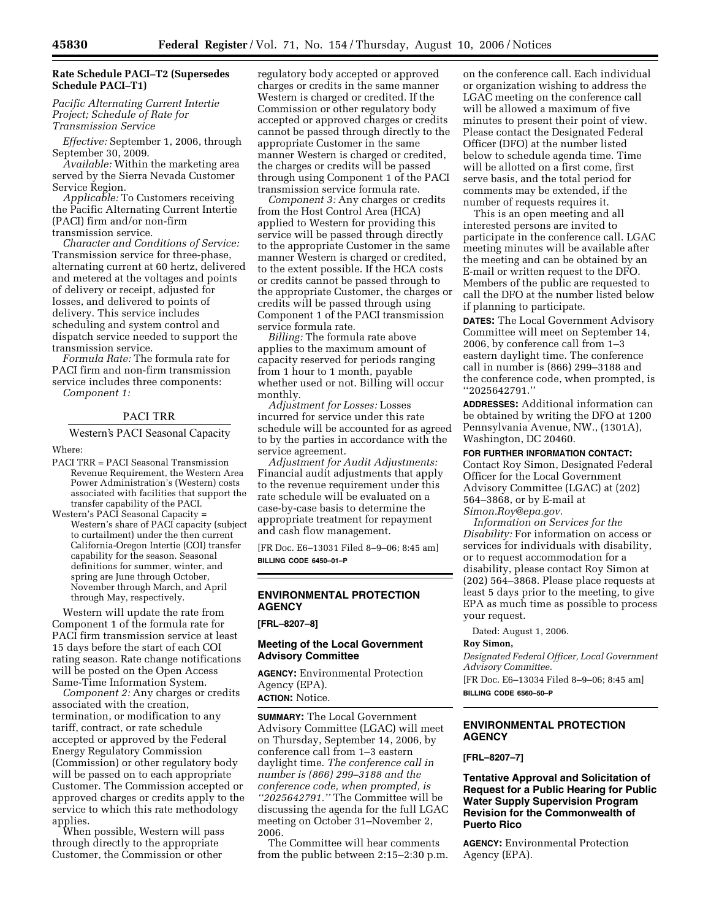**Rate Schedule PACI–T2 (Supersedes Schedule PACI–T1)**

*Pacific Alternating Current Intertie Project; Schedule of Rate for Transmission Service*

*Effective:* September 1, 2006, through September 30, 2009.

*Available:* Within the marketing area served by the Sierra Nevada Customer Service Region.

*Applicable:* To Customers receiving the Pacific Alternating Current Intertie (PACI) firm and/or non-firm transmission service.

*Character and Conditions of Service:* Transmission service for three-phase, alternating current at 60 hertz, delivered and metered at the voltages and points of delivery or receipt, adjusted for losses, and delivered to points of delivery. This service includes scheduling and system control and dispatch service needed to support the transmission service.

*Formula Rate:* The formula rate for PACI firm and non-firm transmission service includes three components:

*Component 1:*

$$\frac{\text{PACI TRR}}{\text{Western's PACI Seasonal Capacity}}$$

Where:

PACI TRR = PACI Seasonal Transmission Revenue Requirement, the Western Area Power Administration's (Western) costs associated with facilities that support the transfer capability of the PACI.

Western's PACI Seasonal Capacity = Western's share of PACI capacity (subject to curtailment) under the then current California-Oregon Intertie (COI) transfer capability for the season. Seasonal definitions for summer, winter, and spring are June through October, November through March, and April through May, respectively.

Western will update the rate from Component 1 of the formula rate for PACI firm transmission service at least 15 days before the start of each COI rating season. Rate change notifications will be posted on the Open Access Same-Time Information System.

*Component 2:* Any charges or credits associated with the creation, termination, or modification to any tariff, contract, or rate schedule accepted or approved by the Federal Energy Regulatory Commission (Commission) or other regulatory body will be passed on to each appropriate Customer. The Commission accepted or approved charges or credits apply to the service to which this rate methodology applies.

When possible, Western will pass through directly to the appropriate Customer, the Commission or other regulatory body accepted or approved charges or credits in the same manner Western is charged or credited. If the Commission or other regulatory body accepted or approved charges or credits cannot be passed through directly to the appropriate Customer in the same manner Western is charged or credited, the charges or credits will be passed through using Component 1 of the PACI transmission service formula rate.

*Component 3:* Any charges or credits from the Host Control Area (HCA) applied to Western for providing this service will be passed through directly to the appropriate Customer in the same manner Western is charged or credited, to the extent possible. If the HCA costs or credits cannot be passed through to the appropriate Customer, the charges or credits will be passed through using Component 1 of the PACI transmission service formula rate.

*Billing:* The formula rate above applies to the maximum amount of capacity reserved for periods ranging from 1 hour to 1 month, payable whether used or not. Billing will occur monthly.

*Adjustment for Losses:* Losses incurred for service under this rate schedule will be accounted for as agreed to by the parties in accordance with the service agreement.

*Adjustment for Audit Adjustments:* Financial audit adjustments that apply to the revenue requirement under this rate schedule will be evaluated on a case-by-case basis to determine the appropriate treatment for repayment and cash flow management.

[FR Doc. E6–13031 Filed 8–9–06; 8:45 am]

**BILLING CODE 6450–01–P**

## ENVIRONMENTAL PROTECTION AGENCY

**[FRL–8207–8]**

### Meeting of the Local Government Advisory Committee

**AGENCY:** Environmental Protection Agency (EPA).

**ACTION:** Notice.

**SUMMARY:** The Local Government Advisory Committee (LGAC) will meet on Thursday, September 14, 2006, by conference call from 1–3 eastern daylight time. *The conference call in number is (866) 299–3188 and the conference code, when prompted, is ''2025642791.''* The Committee will be discussing the agenda for the full LGAC meeting on October 31–November 2, 2006.

The Committee will hear comments from the public between 2:15–2:30 p.m. on the conference call. Each individual or organization wishing to address the LGAC meeting on the conference call will be allowed a maximum of five minutes to present their point of view. Please contact the Designated Federal Officer (DFO) at the number listed below to schedule agenda time. Time will be allotted on a first come, first serve basis, and the total period for comments may be extended, if the number of requests requires it.

This is an open meeting and all interested persons are invited to participate in the conference call. LGAC meeting minutes will be available after the meeting and can be obtained by an E-mail or written request to the DFO. Members of the public are requested to call the DFO at the number listed below if planning to participate.

**DATES:** The Local Government Advisory Committee will meet on September 14, 2006, by conference call from 1–3 eastern daylight time. The conference call in number is (866) 299–3188 and the conference code, when prompted, is ''2025642791.''

**ADDRESSES:** Additional information can be obtained by writing the DFO at 1200 Pennsylvania Avenue, NW., (1301A), Washington, DC 20460.

**FOR FURTHER INFORMATION CONTACT:** Contact Roy Simon, Designated Federal Officer for the Local Government Advisory Committee (LGAC) at (202) 564–3868, or by E-mail at *Simon.Roy@epa.gov.*

*Information on Services for the Disability:* For information on access or services for individuals with disability, or to request accommodation for a disability, please contact Roy Simon at (202) 564–3868. Please place requests at least 5 days prior to the meeting, to give EPA as much time as possible to process your request.

Dated: August 1, 2006.

**Roy Simon,**

*Designated Federal Officer, Local Government Advisory Committee.*

[FR Doc. E6–13034 Filed 8–9–06; 8:45 am]

**BILLING CODE 6560–50–P**

## ENVIRONMENTAL PROTECTION AGENCY

**[FRL–8207–7]**

### Tentative Approval and Solicitation of Request for a Public Hearing for Public Water Supply Supervision Program Revision for the Commonwealth of Puerto Rico

**AGENCY:** Environmental Protection Agency (EPA).